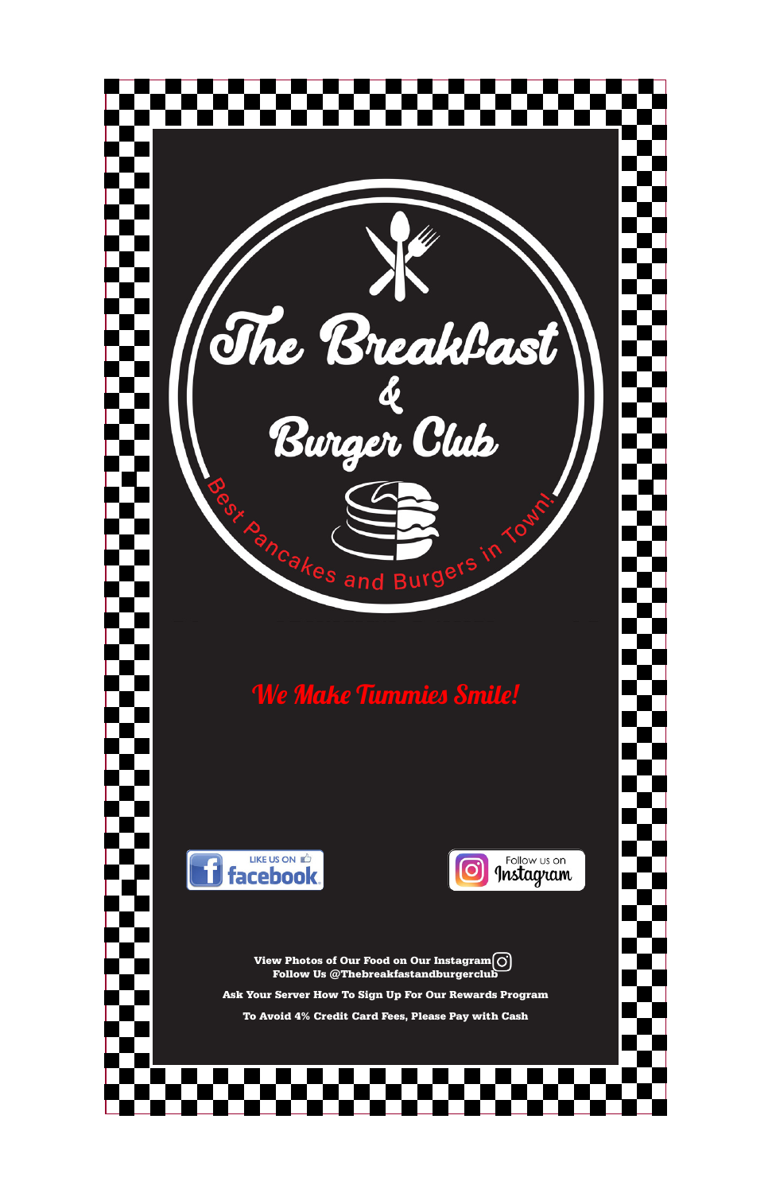# The Breakfast & Burger Club

Best Pancakes and Burgers in Town!

*We Make Tummies Smile!*

LIKE US ON facebook

Follow us on Instagram

**View Photos of Our Food on Our Instagram**
**Follow Us @Thebreakfastandburgerclub**

**Ask Your Server How To Sign Up For Our Rewards Program**

**To Avoid 4% Credit Card Fees, Please Pay with Cash**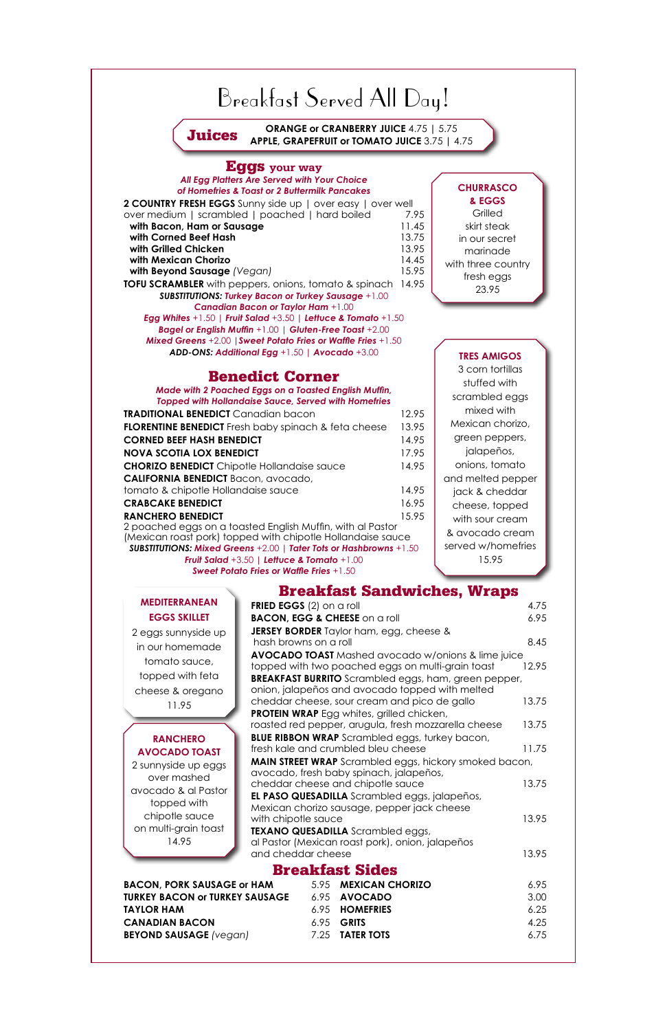# Breakfast Served All Day!

## Juices

**ORANGE or CRANBERRY JUICE** 4.75 | 5.75
**APPLE, GRAPEFRUIT or TOMATO JUICE** 3.75 | 4.75

## Eggs your way

*All Egg Platters Are Served with Your Choice of Homefries & Toast or 2 Buttermilk Pancakes*

| | |
|---|---|
| **2 COUNTRY FRESH EGGS** Sunny side up \| over easy \| over well over medium \| scrambled \| poached \| hard boiled | 7.95 |
| **with Bacon, Ham or Sausage** | 11.45 |
| **with Corned Beef Hash** | 13.75 |
| **with Grilled Chicken** | 13.95 |
| **with Mexican Chorizo** | 14.45 |
| **with Beyond Sausage** *(Vegan)* | 15.95 |
| **TOFU SCRAMBLER** with peppers, onions, tomato & spinach | 14.95 |

***SUBSTITUTIONS:*** *Turkey Bacon or Turkey Sausage* +1.00
*Canadian Bacon or Taylor Ham* +1.00
*Egg Whites* +1.50 | *Fruit Salad* +3.50 | *Lettuce & Tomato* +1.50
*Bagel or English Muffin* +1.00 | *Gluten-Free Toast* +2.00
*Mixed Greens* +2.00 | *Sweet Potato Fries or Waffle Fries* +1.50
***ADD-ONS:*** *Additional Egg* +1.50 | *Avocado* +3.00

**CHURRASCO & EGGS**
Grilled skirt steak in our secret marinade with three country fresh eggs
23.95

**TRES AMIGOS**
3 corn tortillas stuffed with scrambled eggs mixed with Mexican chorizo, green peppers, jalapeños, onions, tomato and melted pepper jack & cheddar cheese, topped with sour cream & avocado cream served w/homefries
15.95

## Benedict Corner

*Made with 2 Poached Eggs on a Toasted English Muffin, Topped with Hollandaise Sauce, Served with Homefries*

| | |
|---|---|
| **TRADITIONAL BENEDICT** Canadian bacon | 12.95 |
| **FLORENTINE BENEDICT** Fresh baby spinach & feta cheese | 13.95 |
| **CORNED BEEF HASH BENEDICT** | 14.95 |
| **NOVA SCOTIA LOX BENEDICT** | 17.95 |
| **CHORIZO BENEDICT** Chipotle Hollandaise sauce | 14.95 |
| **CALIFORNIA BENEDICT** Bacon, avocado, tomato & chipotle Hollandaise sauce | 14.95 |
| **CRABCAKE BENEDICT** | 16.95 |
| **RANCHERO BENEDICT** 2 poached eggs on a toasted English Muffin, with al Pastor (Mexican roast pork) topped with chipotle Hollandaise sauce | 15.95 |

***SUBSTITUTIONS:*** *Mixed Greens* +2.00 | *Tater Tots or Hashbrowns* +1.50
*Fruit Salad* +3.50 | *Lettuce & Tomato* +1.00
*Sweet Potato Fries or Waffle Fries* +1.50

**MEDITERRANEAN EGGS SKILLET**
2 eggs sunnyside up in our homemade tomato sauce, topped with feta cheese & oregano
11.95

**RANCHERO AVOCADO TOAST**
2 sunnyside up eggs over mashed avocado & al Pastor topped with chipotle sauce on multi-grain toast
14.95

## Breakfast Sandwiches, Wraps

| | |
|---|---|
| **FRIED EGGS** (2) on a roll | 4.75 |
| **BACON, EGG & CHEESE** on a roll | 6.95 |
| **JERSEY BORDER** Taylor ham, egg, cheese & hash browns on a roll | 8.45 |
| **AVOCADO TOAST** Mashed avocado w/onions & lime juice topped with two poached eggs on multi-grain toast | 12.95 |
| **BREAKFAST BURRITO** Scrambled eggs, ham, green pepper, onion, jalapeños and avocado topped with melted cheddar cheese, sour cream and pico de gallo | 13.75 |
| **PROTEIN WRAP** Egg whites, grilled chicken, roasted red pepper, arugula, fresh mozzarella cheese | 13.75 |
| **BLUE RIBBON WRAP** Scrambled eggs, turkey bacon, fresh kale and crumbled bleu cheese | 11.75 |
| **MAIN STREET WRAP** Scrambled eggs, hickory smoked bacon, avocado, fresh baby spinach, jalapeños, cheddar cheese and chipotle sauce | 13.75 |
| **EL PASO QUESADILLA** Scrambled eggs, jalapeños, Mexican chorizo sausage, pepper jack cheese with chipotle sauce | 13.95 |
| **TEXANO QUESADILLA** Scrambled eggs, al Pastor (Mexican roast pork), onion, jalapeños and cheddar cheese | 13.95 |

## Breakfast Sides

| | | | |
|---|---|---|---|
| **BACON, PORK SAUSAGE or HAM** | 5.95 | **MEXICAN CHORIZO** | 6.95 |
| **TURKEY BACON or TURKEY SAUSAGE** | 6.95 | **AVOCADO** | 3.00 |
| **TAYLOR HAM** | 6.95 | **HOMEFRIES** | 6.25 |
| **CANADIAN BACON** | 6.95 | **GRITS** | 4.25 |
| **BEYOND SAUSAGE** *(vegan)* | 7.25 | **TATER TOTS** | 6.75 |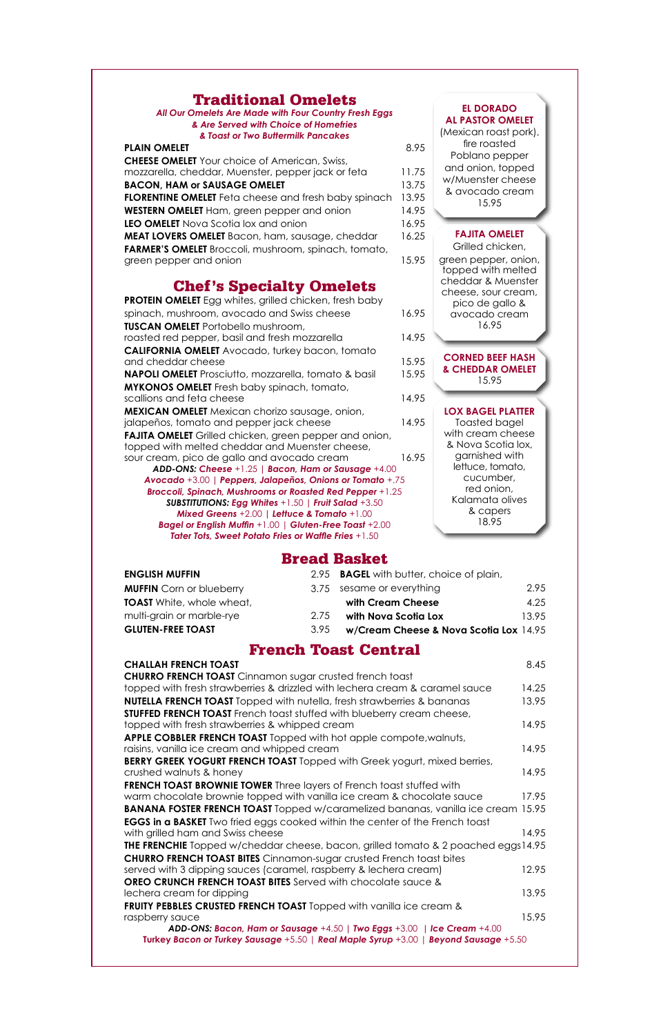## Traditional Omelets

*All Our Omelets Are Made with Four Country Fresh Eggs & Are Served with Choice of Homefries & Toast or Two Buttermilk Pancakes*

**PLAIN OMELET** 8.95

**CHEESE OMELET** Your choice of American, Swiss, mozzarella, cheddar, Muenster, pepper jack or feta 11.75

**BACON, HAM or SAUSAGE OMELET** 13.75

**FLORENTINE OMELET** Feta cheese and fresh baby spinach 13.95

**WESTERN OMELET** Ham, green pepper and onion 14.95

**LEO OMELET** Nova Scotia lox and onion 16.95

**MEAT LOVERS OMELET** Bacon, ham, sausage, cheddar 16.25

**FARMER'S OMELET** Broccoli, mushroom, spinach, tomato, green pepper and onion 15.95

## Chef's Specialty Omelets

**PROTEIN OMELET** Egg whites, grilled chicken, fresh baby spinach, mushroom, avocado and Swiss cheese 16.95

**TUSCAN OMELET** Portobello mushroom, roasted red pepper, basil and fresh mozzarella 14.95

**CALIFORNIA OMELET** Avocado, turkey bacon, tomato and cheddar cheese 15.95

**NAPOLI OMELET** Prosciutto, mozzarella, tomato & basil 15.95

**MYKONOS OMELET** Fresh baby spinach, tomato, scallions and feta cheese 14.95

**MEXICAN OMELET** Mexican chorizo sausage, onion, jalapeños, tomato and pepper jack cheese 14.95

**FAJITA OMELET** Grilled chicken, green pepper and onion, topped with melted cheddar and Muenster cheese, sour cream, pico de gallo and avocado cream 16.95

***ADD-ONS:*** *Cheese* +1.25 | *Bacon, Ham or Sausage* +4.00
*Avocado* +3.00 | *Peppers, Jalapeños, Onions or Tomato* +.75
*Broccoli, Spinach, Mushrooms or Roasted Red Pepper* +1.25
***SUBSTITUTIONS:*** *Egg Whites* +1.50 | *Fruit Salad* +3.50
*Mixed Greens* +2.00 | *Lettuce & Tomato* +1.00
*Bagel or English Muffin* +1.00 | *Gluten-Free Toast* +2.00
*Tater Tots, Sweet Potato Fries or Waffle Fries* +1.50

**EL DORADO AL PASTOR OMELET**
(Mexican roast pork), fire roasted Poblano pepper and onion, topped w/Muenster cheese & avocado cream
15.95

**FAJITA OMELET**
Grilled chicken, green pepper, onion, topped with melted cheddar & Muenster cheese, sour cream, pico de gallo & avocado cream
16.95

**CORNED BEEF HASH & CHEDDAR OMELET**
15.95

**LOX BAGEL PLATTER**
Toasted bagel with cream cheese & Nova Scotia lox, garnished with lettuce, tomato, cucumber, red onion, Kalamata olives & capers
18.95

## Bread Basket

**ENGLISH MUFFIN** 2.95

**MUFFIN** Corn or blueberry 3.75

**TOAST** White, whole wheat, multi-grain or marble-rye 2.75

**GLUTEN-FREE TOAST** 3.95

**BAGEL** with butter, choice of plain, sesame or everything 2.95
- **with Cream Cheese** 4.25
- **with Nova Scotia Lox** 13.95
- **w/Cream Cheese & Nova Scotia Lox** 14.95

## French Toast Central

**CHALLAH FRENCH TOAST** 8.45

**CHURRO FRENCH TOAST** Cinnamon sugar crusted french toast topped with fresh strawberries & drizzled with lechera cream & caramel sauce 14.25

**NUTELLA FRENCH TOAST** Topped with nutella, fresh strawberries & bananas 13.95

**STUFFED FRENCH TOAST** French toast stuffed with blueberry cream cheese, topped with fresh strawberries & whipped cream 14.95

**APPLE COBBLER FRENCH TOAST** Topped with hot apple compote,walnuts, raisins, vanilla ice cream and whipped cream 14.95

**BERRY GREEK YOGURT FRENCH TOAST** Topped with Greek yogurt, mixed berries, crushed walnuts & honey 14.95

**FRENCH TOAST BROWNIE TOWER** Three layers of French toast stuffed with warm chocolate brownie topped with vanilla ice cream & chocolate sauce 17.95

**BANANA FOSTER FRENCH TOAST** Topped w/caramelized bananas, vanilla ice cream 15.95

**EGGS in a BASKET** Two fried eggs cooked within the center of the French toast with grilled ham and Swiss cheese 14.95

**THE FRENCHIE** Topped w/cheddar cheese, bacon, grilled tomato & 2 poached eggs 14.95

**CHURRO FRENCH TOAST BITES** Cinnamon-sugar crusted French toast bites served with 3 dipping sauces (caramel, raspberry & lechera cream) 12.95

**OREO CRUNCH FRENCH TOAST BITES** Served with chocolate sauce & lechera cream for dipping 13.95

**FRUITY PEBBLES CRUSTED FRENCH TOAST** Topped with vanilla ice cream & raspberry sauce 15.95

***ADD-ONS:*** *Bacon, Ham or Sausage* +4.50 | *Two Eggs* +3.00 | *Ice Cream* +4.00
*Turkey Bacon or Turkey Sausage* +5.50 | *Real Maple Syrup* +3.00 | *Beyond Sausage* +5.50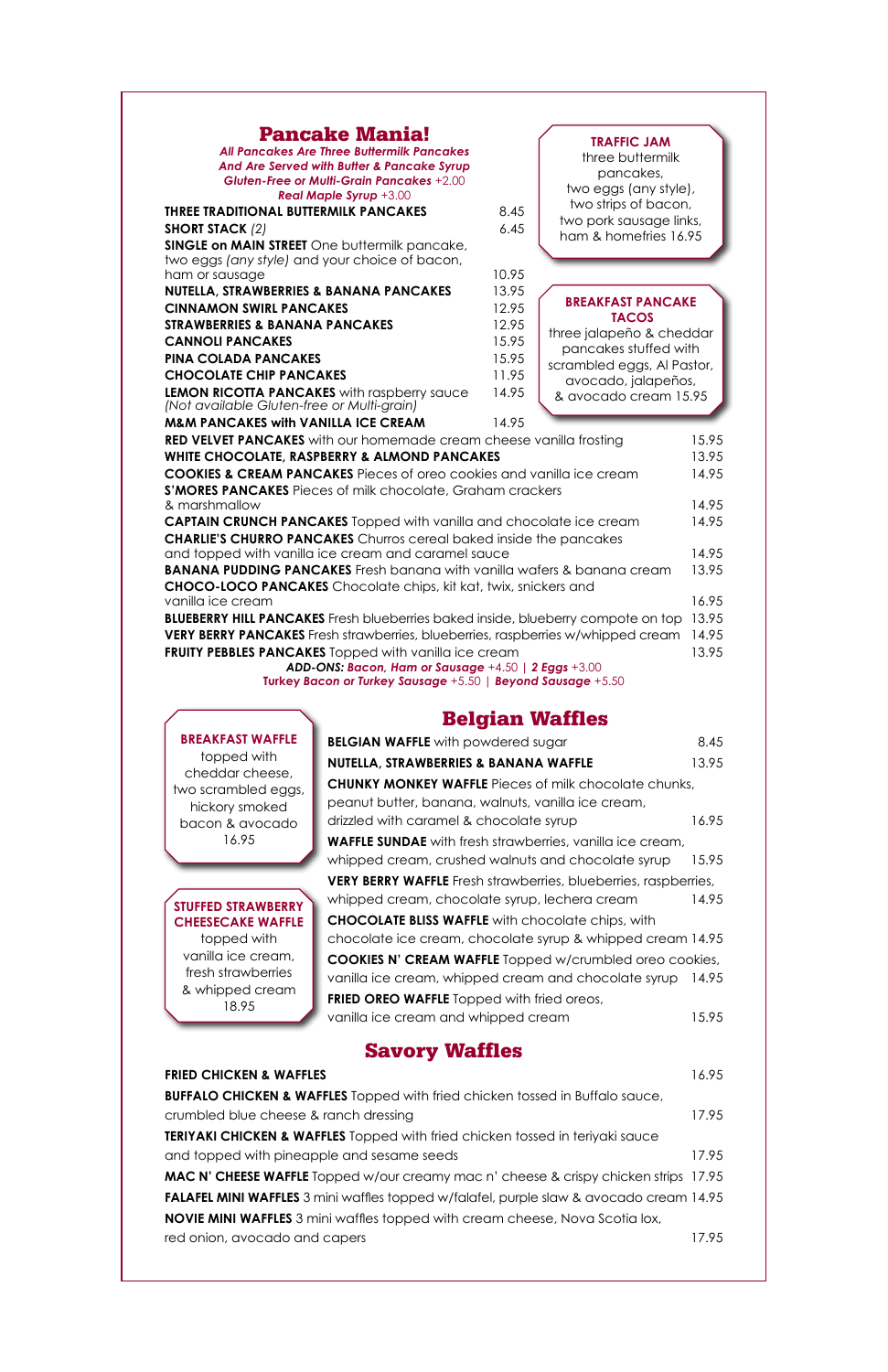## Pancake Mania!

***All Pancakes Are Three Buttermilk Pancakes And Are Served with Butter & Pancake Syrup***
***Gluten-Free or Multi-Grain Pancakes*** *+2.00*
***Real Maple Syrup*** *+3.00*

**THREE TRADITIONAL BUTTERMILK PANCAKES** 8.45

**SHORT STACK** *(2)* 6.45

**SINGLE on MAIN STREET** One buttermilk pancake, two eggs *(any style)* and your choice of bacon, ham or sausage 10.95

**NUTELLA, STRAWBERRIES & BANANA PANCAKES** 13.95

**CINNAMON SWIRL PANCAKES** 12.95

**STRAWBERRIES & BANANA PANCAKES** 12.95

**CANNOLI PANCAKES** 15.95

**PINA COLADA PANCAKES** 15.95

**CHOCOLATE CHIP PANCAKES** 11.95

**LEMON RICOTTA PANCAKES** with raspberry sauce *(Not available Gluten-free or Multi-grain)* 14.95

**M&M PANCAKES with VANILLA ICE CREAM** 14.95

**TRAFFIC JAM**
three buttermilk pancakes, two eggs (any style), two strips of bacon, two pork sausage links, ham & homefries 16.95

**BREAKFAST PANCAKE TACOS**
three jalapeño & cheddar pancakes stuffed with scrambled eggs, Al Pastor, avocado, jalapeños, & avocado cream 15.95

**RED VELVET PANCAKES** with our homemade cream cheese vanilla frosting 15.95

**WHITE CHOCOLATE, RASPBERRY & ALMOND PANCAKES** 13.95

**COOKIES & CREAM PANCAKES** Pieces of oreo cookies and vanilla ice cream 14.95

**S'MORES PANCAKES** Pieces of milk chocolate, Graham crackers & marshmallow 14.95

**CAPTAIN CRUNCH PANCAKES** Topped with vanilla and chocolate ice cream 14.95

**CHARLIE'S CHURRO PANCAKES** Churros cereal baked inside the pancakes and topped with vanilla ice cream and caramel sauce 14.95

**BANANA PUDDING PANCAKES** Fresh banana with vanilla wafers & banana cream 13.95

**CHOCO-LOCO PANCAKES** Chocolate chips, kit kat, twix, snickers and vanilla ice cream 16.95

**BLUEBERRY HILL PANCAKES** Fresh blueberries baked inside, blueberry compote on top 13.95

**VERY BERRY PANCAKES** Fresh strawberries, blueberries, raspberries w/whipped cream 14.95

**FRUITY PEBBLES PANCAKES** Topped with vanilla ice cream 13.95

***ADD-ONS: Bacon, Ham or Sausage*** *+4.50* | ***2 Eggs*** *+3.00*
***Turkey Bacon or Turkey Sausage*** *+5.50* | ***Beyond Sausage*** *+5.50*

## Belgian Waffles

**BREAKFAST WAFFLE**
topped with cheddar cheese, two scrambled eggs, hickory smoked bacon & avocado 16.95

**STUFFED STRAWBERRY CHEESECAKE WAFFLE**
topped with vanilla ice cream, fresh strawberries & whipped cream 18.95

**BELGIAN WAFFLE** with powdered sugar 8.45

**NUTELLA, STRAWBERRIES & BANANA WAFFLE** 13.95

**CHUNKY MONKEY WAFFLE** Pieces of milk chocolate chunks, peanut butter, banana, walnuts, vanilla ice cream, drizzled with caramel & chocolate syrup 16.95

**WAFFLE SUNDAE** with fresh strawberries, vanilla ice cream, whipped cream, crushed walnuts and chocolate syrup 15.95

**VERY BERRY WAFFLE** Fresh strawberries, blueberries, raspberries, whipped cream, chocolate syrup, lechera cream 14.95

**CHOCOLATE BLISS WAFFLE** with chocolate chips, with chocolate ice cream, chocolate syrup & whipped cream 14.95

**COOKIES N' CREAM WAFFLE** Topped w/crumbled oreo cookies, vanilla ice cream, whipped cream and chocolate syrup 14.95

**FRIED OREO WAFFLE** Topped with fried oreos, vanilla ice cream and whipped cream 15.95

## Savory Waffles

**FRIED CHICKEN & WAFFLES** 16.95

**BUFFALO CHICKEN & WAFFLES** Topped with fried chicken tossed in Buffalo sauce, crumbled blue cheese & ranch dressing 17.95

**TERIYAKI CHICKEN & WAFFLES** Topped with fried chicken tossed in teriyaki sauce and topped with pineapple and sesame seeds 17.95

**MAC N' CHEESE WAFFLE** Topped w/our creamy mac n' cheese & crispy chicken strips 17.95

**FALAFEL MINI WAFFLES** 3 mini waffles topped w/falafel, purple slaw & avocado cream 14.95

**NOVIE MINI WAFFLES** 3 mini waffles topped with cream cheese, Nova Scotia lox, red onion, avocado and capers 17.95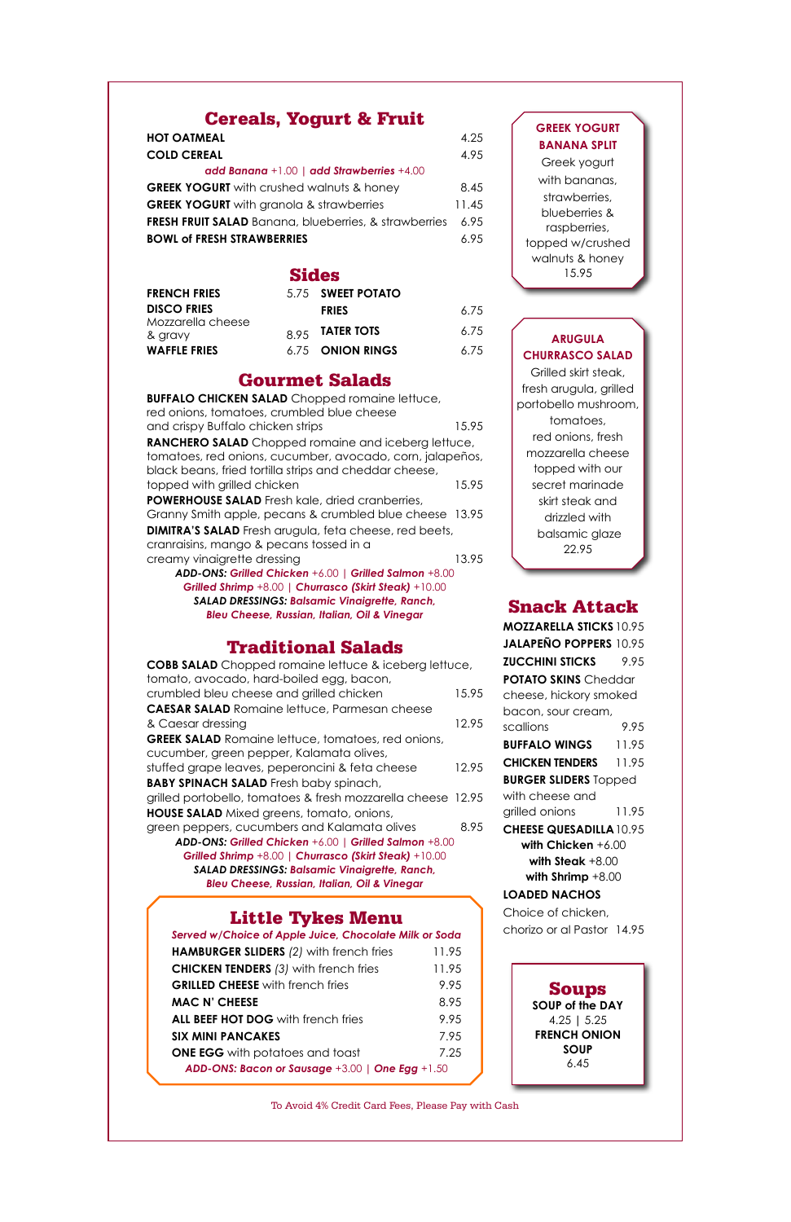## Cereals, Yogurt & Fruit

**HOT OATMEAL** 4.25

**COLD CEREAL** 4.95

*add Banana +1.00 | add Strawberries +4.00*

**GREEK YOGURT** with crushed walnuts & honey 8.45

**GREEK YOGURT** with granola & strawberries 11.45

**FRESH FRUIT SALAD** Banana, blueberries, & strawberries 6.95

**BOWL of FRESH STRAWBERRIES** 6.95

## Sides

**FRENCH FRIES** 5.75

**DISCO FRIES** Mozzarella cheese & gravy 8.95

**WAFFLE FRIES** 6.75

**SWEET POTATO FRIES** 6.75

**TATER TOTS** 6.75

**ONION RINGS** 6.75

## Gourmet Salads

**BUFFALO CHICKEN SALAD** Chopped romaine lettuce, red onions, tomatoes, crumbled blue cheese and crispy Buffalo chicken strips 15.95

**RANCHERO SALAD** Chopped romaine and iceberg lettuce, tomatoes, red onions, cucumber, avocado, corn, jalapeños, black beans, fried tortilla strips and cheddar cheese, topped with grilled chicken 15.95

**POWERHOUSE SALAD** Fresh kale, dried cranberries, Granny Smith apple, pecans & crumbled blue cheese 13.95

**DIMITRA'S SALAD** Fresh arugula, feta cheese, red beets, cranraisins, mango & pecans tossed in a creamy vinaigrette dressing 13.95

***ADD-ONS:*** *Grilled Chicken +6.00 | Grilled Salmon +8.00*
*Grilled Shrimp +8.00 | Churrasco (Skirt Steak) +10.00*
***SALAD DRESSINGS:*** *Balsamic Vinaigrette, Ranch, Bleu Cheese, Russian, Italian, Oil & Vinegar*

## Traditional Salads

**COBB SALAD** Chopped romaine lettuce & iceberg lettuce, tomato, avocado, hard-boiled egg, bacon, crumbled bleu cheese and grilled chicken 15.95

**CAESAR SALAD** Romaine lettuce, Parmesan cheese & Caesar dressing 12.95

**GREEK SALAD** Romaine lettuce, tomatoes, red onions, cucumber, green pepper, Kalamata olives, stuffed grape leaves, peperoncini & feta cheese 12.95

**BABY SPINACH SALAD** Fresh baby spinach, grilled portobello, tomatoes & fresh mozzarella cheese 12.95

**HOUSE SALAD** Mixed greens, tomato, onions, green peppers, cucumbers and Kalamata olives 8.95

***ADD-ONS:*** *Grilled Chicken +6.00 | Grilled Salmon +8.00*
*Grilled Shrimp +8.00 | Churrasco (Skirt Steak) +10.00*
***SALAD DRESSINGS:*** *Balsamic Vinaigrette, Ranch, Bleu Cheese, Russian, Italian, Oil & Vinegar*

## Little Tykes Menu

*Served w/Choice of Apple Juice, Chocolate Milk or Soda*

**HAMBURGER SLIDERS** (2) with french fries 11.95

**CHICKEN TENDERS** (3) with french fries 11.95

**GRILLED CHEESE** with french fries 9.95

**MAC N' CHEESE** 8.95

**ALL BEEF HOT DOG** with french fries 9.95

**SIX MINI PANCAKES** 7.95

**ONE EGG** with potatoes and toast 7.25

***ADD-ONS:*** *Bacon or Sausage +3.00 | One Egg +1.50*

### GREEK YOGURT BANANA SPLIT

Greek yogurt with bananas, strawberries, blueberries & raspberries, topped w/crushed walnuts & honey 15.95

### ARUGULA CHURRASCO SALAD

Grilled skirt steak, fresh arugula, grilled portobello mushroom, tomatoes, red onions, fresh mozzarella cheese topped with our secret marinade skirt steak and drizzled with balsamic glaze 22.95

## Snack Attack

**MOZZARELLA STICKS** 10.95

**JALAPEÑO POPPERS** 10.95

**ZUCCHINI STICKS** 9.95

**POTATO SKINS** Cheddar cheese, hickory smoked bacon, sour cream, scallions 9.95

**BUFFALO WINGS** 11.95

**CHICKEN TENDERS** 11.95

**BURGER SLIDERS** Topped with cheese and grilled onions 11.95

**CHEESE QUESADILLA** 10.95
**with Chicken** +6.00
**with Steak** +8.00
**with Shrimp** +8.00

**LOADED NACHOS** Choice of chicken, chorizo or al Pastor 14.95

## Soups

**SOUP of the DAY** 4.25 | 5.25

**FRENCH ONION SOUP** 6.45

To Avoid 4% Credit Card Fees, Please Pay with Cash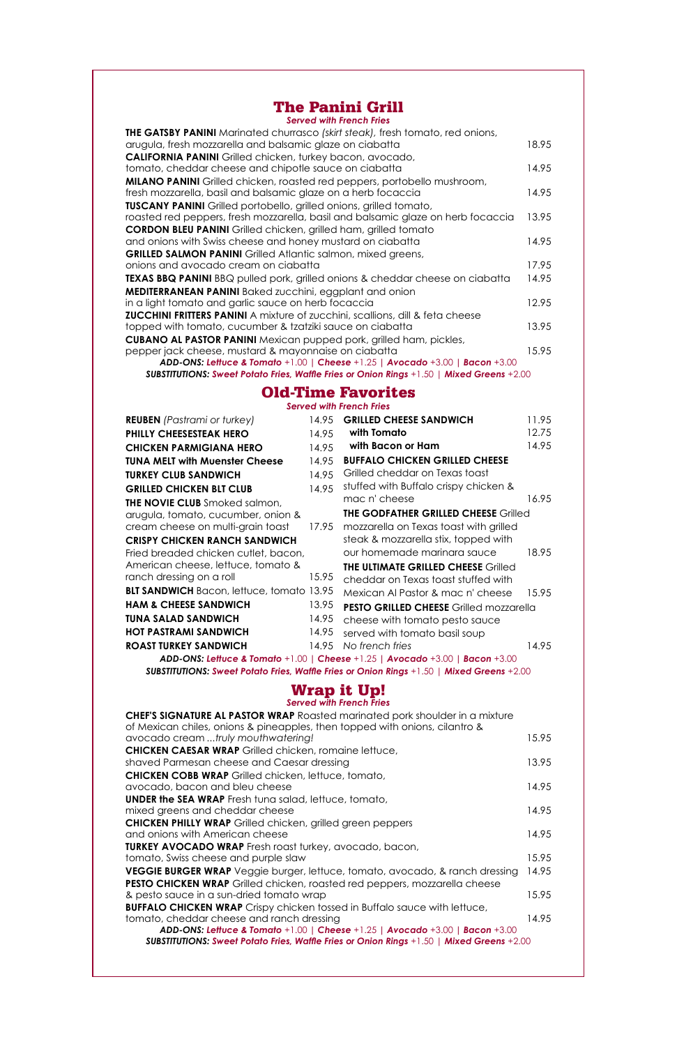## The Panini Grill

*Served with French Fries*

**THE GATSBY PANINI** Marinated churrasco *(skirt steak)*, fresh tomato, red onions, arugula, fresh mozzarella and balsamic glaze on ciabatta 18.95

**CALIFORNIA PANINI** Grilled chicken, turkey bacon, avocado, tomato, cheddar cheese and chipotle sauce on ciabatta 14.95

**MILANO PANINI** Grilled chicken, roasted red peppers, portobello mushroom, fresh mozzarella, basil and balsamic glaze on a herb focaccia 14.95

**TUSCANY PANINI** Grilled portobello, grilled onions, grilled tomato, roasted red peppers, fresh mozzarella, basil and balsamic glaze on herb focaccia 13.95

**CORDON BLEU PANINI** Grilled chicken, grilled ham, grilled tomato and onions with Swiss cheese and honey mustard on ciabatta 14.95

**GRILLED SALMON PANINI** Grilled Atlantic salmon, mixed greens, onions and avocado cream on ciabatta 17.95

**TEXAS BBQ PANINI** BBQ pulled pork, grilled onions & cheddar cheese on ciabatta 14.95

**MEDITERRANEAN PANINI** Baked zucchini, eggplant and onion in a light tomato and garlic sauce on herb focaccia 12.95

**ZUCCHINI FRITTERS PANINI** A mixture of zucchini, scallions, dill & feta cheese topped with tomato, cucumber & tzatziki sauce on ciabatta 13.95

**CUBANO AL PASTOR PANINI** Mexican pupped pork, grilled ham, pickles, pepper jack cheese, mustard & mayonnaise on ciabatta 15.95

***ADD-ONS:*** ***Lettuce & Tomato*** +1.00 | ***Cheese*** +1.25 | ***Avocado*** +3.00 | ***Bacon*** +3.00

***SUBSTITUTIONS:*** ***Sweet Potato Fries, Waffle Fries or Onion Rings*** +1.50 | ***Mixed Greens*** +2.00

## Old-Time Favorites

*Served with French Fries*

**REUBEN** *(Pastrami or turkey)* 14.95

**PHILLY CHEESESTEAK HERO** 14.95

**CHICKEN PARMIGIANA HERO** 14.95

**TUNA MELT with Muenster Cheese** 14.95

**TURKEY CLUB SANDWICH** 14.95

**GRILLED CHICKEN BLT CLUB** 14.95

**THE NOVIE CLUB** Smoked salmon, arugula, tomato, cucumber, onion & cream cheese on multi-grain toast 17.95

**CRISPY CHICKEN RANCH SANDWICH** Fried breaded chicken cutlet, bacon, American cheese, lettuce, tomato & ranch dressing on a roll 15.95

**BLT SANDWICH** Bacon, lettuce, tomato 13.95

**HAM & CHEESE SANDWICH** 13.95

**TUNA SALAD SANDWICH** 14.95

**HOT PASTRAMI SANDWICH** 14.95

**ROAST TURKEY SANDWICH** 14.95

**GRILLED CHEESE SANDWICH** 11.95
- **with Tomato** 12.75
- **with Bacon or Ham** 14.95

**BUFFALO CHICKEN GRILLED CHEESE** Grilled cheddar on Texas toast stuffed with Buffalo crispy chicken & mac n' cheese 16.95

**THE GODFATHER GRILLED CHEESE** Grilled mozzarella on Texas toast with grilled steak & mozzarella stix, topped with our homemade marinara sauce 18.95

**THE ULTIMATE GRILLED CHEESE** Grilled cheddar on Texas toast stuffed with Mexican Al Pastor & mac n' cheese 15.95

**PESTO GRILLED CHEESE** Grilled mozzarella cheese with tomato pesto sauce served with tomato basil soup *No french fries* 14.95

***ADD-ONS:*** ***Lettuce & Tomato*** +1.00 | ***Cheese*** +1.25 | ***Avocado*** +3.00 | ***Bacon*** +3.00

***SUBSTITUTIONS:*** ***Sweet Potato Fries, Waffle Fries or Onion Rings*** +1.50 | ***Mixed Greens*** +2.00

## Wrap it Up!

*Served with French Fries*

**CHEF'S SIGNATURE AL PASTOR WRAP** Roasted marinated pork shoulder in a mixture of Mexican chiles, onions & pineapples, then topped with onions, cilantro & avocado cream *...truly mouthwatering!* 15.95

**CHICKEN CAESAR WRAP** Grilled chicken, romaine lettuce, shaved Parmesan cheese and Caesar dressing 13.95

**CHICKEN COBB WRAP** Grilled chicken, lettuce, tomato, avocado, bacon and bleu cheese 14.95

**UNDER the SEA WRAP** Fresh tuna salad, lettuce, tomato, mixed greens and cheddar cheese 14.95

**CHICKEN PHILLY WRAP** Grilled chicken, grilled green peppers and onions with American cheese 14.95

**TURKEY AVOCADO WRAP** Fresh roast turkey, avocado, bacon, tomato, Swiss cheese and purple slaw 15.95

**VEGGIE BURGER WRAP** Veggie burger, lettuce, tomato, avocado, & ranch dressing 14.95

**PESTO CHICKEN WRAP** Grilled chicken, roasted red peppers, mozzarella cheese & pesto sauce in a sun-dried tomato wrap 15.95

**BUFFALO CHICKEN WRAP** Crispy chicken tossed in Buffalo sauce with lettuce, tomato, cheddar cheese and ranch dressing 14.95

***ADD-ONS:*** ***Lettuce & Tomato*** +1.00 | ***Cheese*** +1.25 | ***Avocado*** +3.00 | ***Bacon*** +3.00

***SUBSTITUTIONS:*** ***Sweet Potato Fries, Waffle Fries or Onion Rings*** +1.50 | ***Mixed Greens*** +2.00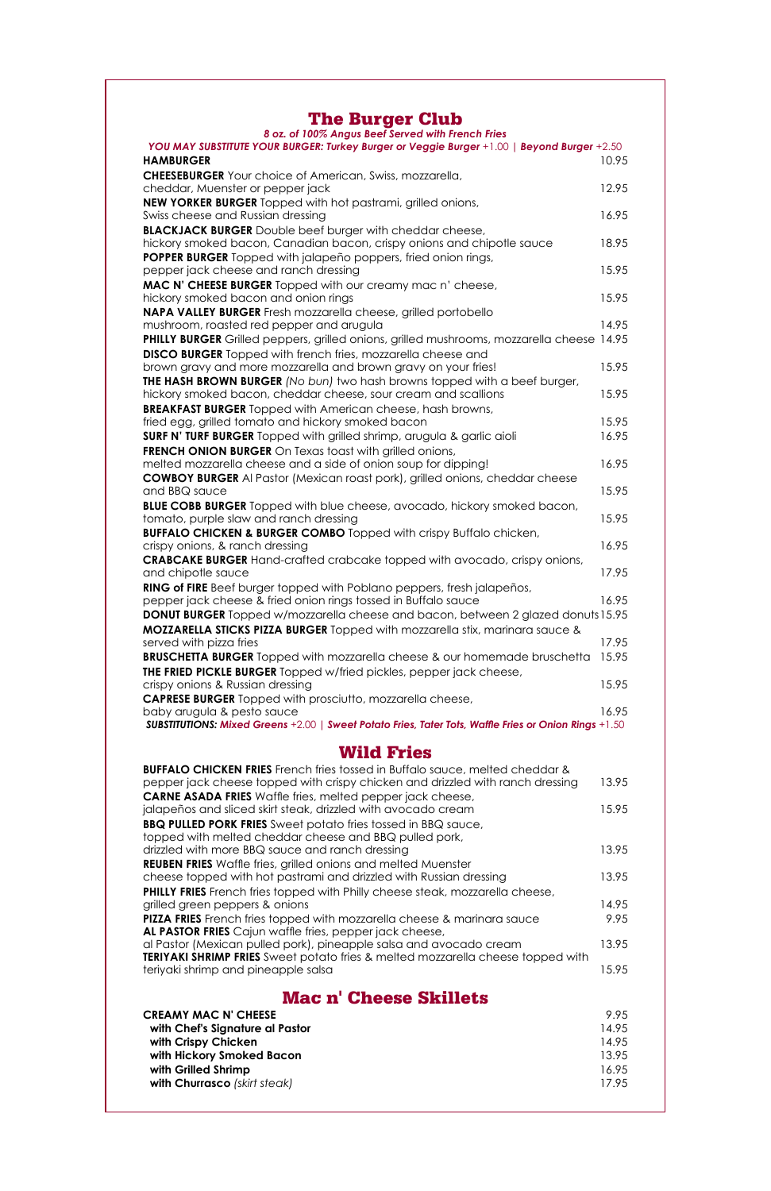## The Burger Club

***8 oz. of 100% Angus Beef Served with French Fries***

***YOU MAY SUBSTITUTE YOUR BURGER: Turkey Burger or Veggie Burger*** +1.00 | ***Beyond Burger*** +2.50

**HAMBURGER** 10.95

**CHEESEBURGER** Your choice of American, Swiss, mozzarella, cheddar, Muenster or pepper jack 12.95

**NEW YORKER BURGER** Topped with hot pastrami, grilled onions, Swiss cheese and Russian dressing 16.95

**BLACKJACK BURGER** Double beef burger with cheddar cheese, hickory smoked bacon, Canadian bacon, crispy onions and chipotle sauce 18.95

**POPPER BURGER** Topped with jalapeño poppers, fried onion rings, pepper jack cheese and ranch dressing 15.95

**MAC N' CHEESE BURGER** Topped with our creamy mac n' cheese, hickory smoked bacon and onion rings 15.95

**NAPA VALLEY BURGER** Fresh mozzarella cheese, grilled portobello mushroom, roasted red pepper and arugula 14.95

**PHILLY BURGER** Grilled peppers, grilled onions, grilled mushrooms, mozzarella cheese 14.95

**DISCO BURGER** Topped with french fries, mozzarella cheese and brown gravy and more mozzarella and brown gravy on your fries! 15.95

**THE HASH BROWN BURGER** *(No bun)* two hash browns topped with a beef burger, hickory smoked bacon, cheddar cheese, sour cream and scallions 15.95

**BREAKFAST BURGER** Topped with American cheese, hash browns, fried egg, grilled tomato and hickory smoked bacon 15.95

**SURF N' TURF BURGER** Topped with grilled shrimp, arugula & garlic aioli 16.95

**FRENCH ONION BURGER** On Texas toast with grilled onions, melted mozzarella cheese and a side of onion soup for dipping! 16.95

**COWBOY BURGER** Al Pastor (Mexican roast pork), grilled onions, cheddar cheese and BBQ sauce 15.95

**BLUE COBB BURGER** Topped with blue cheese, avocado, hickory smoked bacon, tomato, purple slaw and ranch dressing 15.95

**BUFFALO CHICKEN & BURGER COMBO** Topped with crispy Buffalo chicken, crispy onions, & ranch dressing 16.95

**CRABCAKE BURGER** Hand-crafted crabcake topped with avocado, crispy onions, and chipotle sauce 17.95

**RING of FIRE** Beef burger topped with Poblano peppers, fresh jalapeños, pepper jack cheese & fried onion rings tossed in Buffalo sauce 16.95

**DONUT BURGER** Topped w/mozzarella cheese and bacon, between 2 glazed donuts 15.95

**MOZZARELLA STICKS PIZZA BURGER** Topped with mozzarella stix, marinara sauce & served with pizza fries 17.95

**BRUSCHETTA BURGER** Topped with mozzarella cheese & our homemade bruschetta 15.95

**THE FRIED PICKLE BURGER** Topped w/fried pickles, pepper jack cheese, crispy onions & Russian dressing 15.95

**CAPRESE BURGER** Topped with prosciutto, mozzarella cheese, baby arugula & pesto sauce 16.95

***SUBSTITUTIONS: Mixed Greens*** +2.00 | ***Sweet Potato Fries, Tater Tots, Waffle Fries or Onion Rings*** +1.50

## Wild Fries

**BUFFALO CHICKEN FRIES** French fries tossed in Buffalo sauce, melted cheddar & pepper jack cheese topped with crispy chicken and drizzled with ranch dressing 13.95

**CARNE ASADA FRIES** Waffle fries, melted pepper jack cheese, jalapeños and sliced skirt steak, drizzled with avocado cream 15.95

**BBQ PULLED PORK FRIES** Sweet potato fries tossed in BBQ sauce, topped with melted cheddar cheese and BBQ pulled pork, drizzled with more BBQ sauce and ranch dressing 13.95

**REUBEN FRIES** Waffle fries, grilled onions and melted Muenster cheese topped with hot pastrami and drizzled with Russian dressing 13.95

**PHILLY FRIES** French fries topped with Philly cheese steak, mozzarella cheese, grilled green peppers & onions 14.95

**PIZZA FRIES** French fries topped with mozzarella cheese & marinara sauce 9.95

**AL PASTOR FRIES** Cajun waffle fries, pepper jack cheese, al Pastor (Mexican pulled pork), pineapple salsa and avocado cream 13.95

**TERIYAKI SHRIMP FRIES** Sweet potato fries & melted mozzarella cheese topped with teriyaki shrimp and pineapple salsa 15.95

## Mac n' Cheese Skillets

**CREAMY MAC N' CHEESE** 9.95

- **with Chef's Signature al Pastor** 14.95
- **with Crispy Chicken** 14.95
- **with Hickory Smoked Bacon** 13.95
- **with Grilled Shrimp** 16.95
- **with Churrasco** *(skirt steak)* 17.95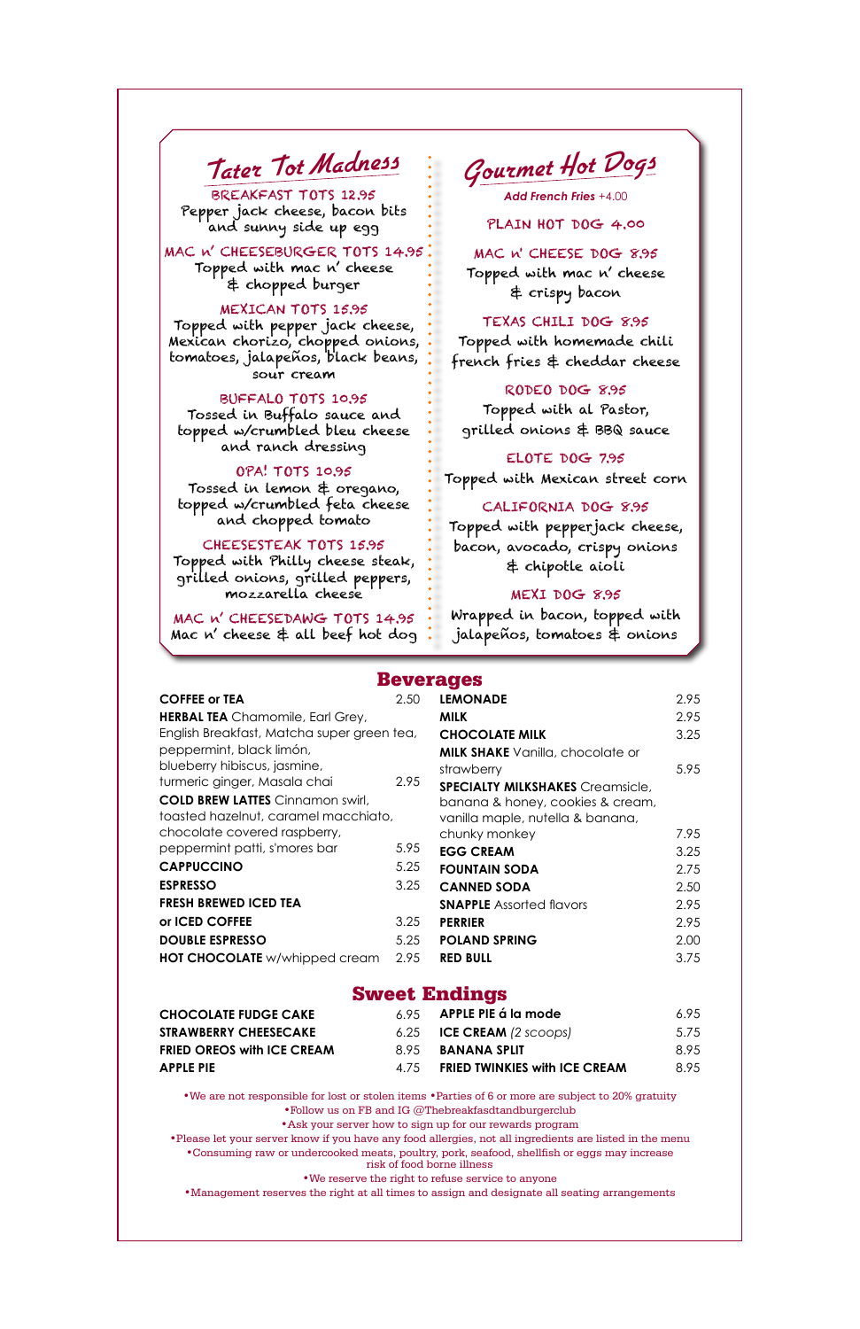## Tater Tot Madness

**BREAKFAST TOTS 12.95**
Pepper jack cheese, bacon bits and sunny side up egg

**MAC n' CHEESEBURGER TOTS 14.95**
Topped with mac n' cheese & chopped burger

**MEXICAN TOTS 15.95**
Topped with pepper jack cheese, Mexican chorizo, chopped onions, tomatoes, jalapeños, black beans, sour cream

**BUFFALO TOTS 10.95**
Tossed in Buffalo sauce and topped w/crumbled bleu cheese and ranch dressing

**OPA! TOTS 10.95**
Tossed in lemon & oregano, topped w/crumbled feta cheese and chopped tomato

**CHEESESTEAK TOTS 15.95**
Topped with Philly cheese steak, grilled onions, grilled peppers, mozzarella cheese

**MAC n' CHEESEDAWG TOTS 14.95**
Mac n' cheese & all beef hot dog

## Gourmet Hot Dogs

*Add French Fries* +4.00

**PLAIN HOT DOG 4.00**

**MAC n' CHEESE DOG 8.95**
Topped with mac n' cheese & crispy bacon

**TEXAS CHILI DOG 8.95**
Topped with homemade chili french fries & cheddar cheese

**RODEO DOG 8.95**
Topped with al Pastor, grilled onions & BBQ sauce

**ELOTE DOG 7.95**
Topped with Mexican street corn

**CALIFORNIA DOG 8.95**
Topped with pepperjack cheese, bacon, avocado, crispy onions & chipotle aioli

**MEXI DOG 8.95**
Wrapped in bacon, topped with jalapeños, tomatoes & onions

## Beverages

| | |
|---|---|
| **COFFEE or TEA** | 2.50 |
| **HERBAL TEA** Chamomile, Earl Grey, English Breakfast, Matcha super green tea, peppermint, black limón, blueberry hibiscus, jasmine, turmeric ginger, Masala chai | 2.95 |
| **COLD BREW LATTES** Cinnamon swirl, toasted hazelnut, caramel macchiato, chocolate covered raspberry, peppermint patti, s'mores bar | 5.95 |
| **CAPPUCCINO** | 5.25 |
| **ESPRESSO** | 3.25 |
| **FRESH BREWED ICED TEA or ICED COFFEE** | 3.25 |
| **DOUBLE ESPRESSO** | 5.25 |
| **HOT CHOCOLATE** w/whipped cream | 2.95 |
| **LEMONADE** | 2.95 |
| **MILK** | 2.95 |
| **CHOCOLATE MILK** | 3.25 |
| **MILK SHAKE** Vanilla, chocolate or strawberry | 5.95 |
| **SPECIALTY MILKSHAKES** Creamsicle, banana & honey, cookies & cream, vanilla maple, nutella & banana, chunky monkey | 7.95 |
| **EGG CREAM** | 3.25 |
| **FOUNTAIN SODA** | 2.75 |
| **CANNED SODA** | 2.50 |
| **SNAPPLE** Assorted flavors | 2.95 |
| **PERRIER** | 2.95 |
| **POLAND SPRING** | 2.00 |
| **RED BULL** | 3.75 |

## Sweet Endings

| | |
|---|---|
| **CHOCOLATE FUDGE CAKE** | 6.95 |
| **STRAWBERRY CHEESECAKE** | 6.25 |
| **FRIED OREOS with ICE CREAM** | 8.95 |
| **APPLE PIE** | 4.75 |
| **APPLE PIE á la mode** | 6.95 |
| **ICE CREAM** *(2 scoops)* | 5.75 |
| **BANANA SPLIT** | 8.95 |
| **FRIED TWINKIES with ICE CREAM** | 8.95 |

•We are not responsible for lost or stolen items •Parties of 6 or more are subject to 20% gratuity
•Follow us on FB and IG @Thebreakfasdtandburgerclub
•Ask your server how to sign up for our rewards program
•Please let your server know if you have any food allergies, not all ingredients are listed in the menu
•Consuming raw or undercooked meats, poultry, pork, seafood, shellfish or eggs may increase risk of food borne illness
•We reserve the right to refuse service to anyone
•Management reserves the right at all times to assign and designate all seating arrangements